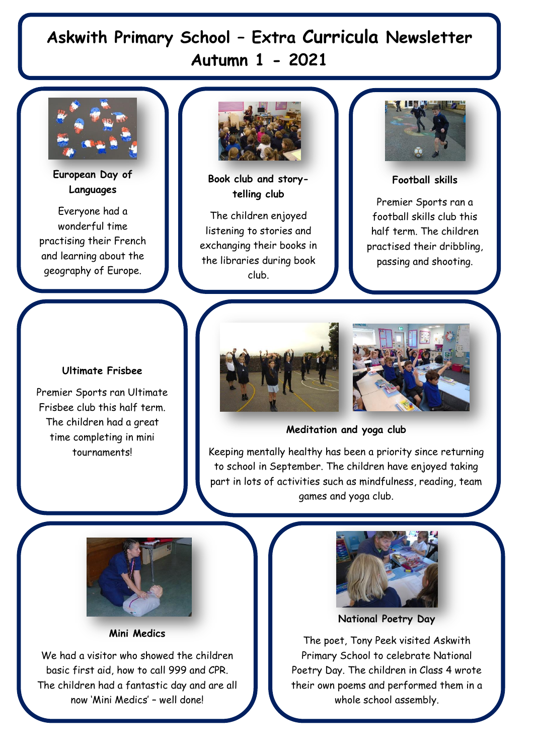# Askwith Primary School – Extra Curricula Newsletter Autumn 1 - 2021

### European Day of Languages

Everyone had a wonderful time practising their French and learning about the geography of Europe.

### Book club and story-telling club

The children enjoyed listening to stories and exchanging their books in the libraries during book club.

### Football skills

Premier Sports ran a football skills club this half term. The children practised their dribbling, passing and shooting.

### Ultimate Frisbee

Premier Sports ran Ultimate Frisbee club this half term. The children had a great time completing in mini tournaments!

### Meditation and yoga club

Keeping mentally healthy has been a priority since returning to school in September. The children have enjoyed taking part in lots of activities such as mindfulness, reading, team games and yoga club.

### Mini Medics

We had a visitor who showed the children basic first aid, how to call 999 and CPR. The children had a fantastic day and are all now 'Mini Medics' – well done!

### National Poetry Day

The poet, Tony Peek visited Askwith Primary School to celebrate National Poetry Day. The children in Class 4 wrote their own poems and performed them in a whole school assembly.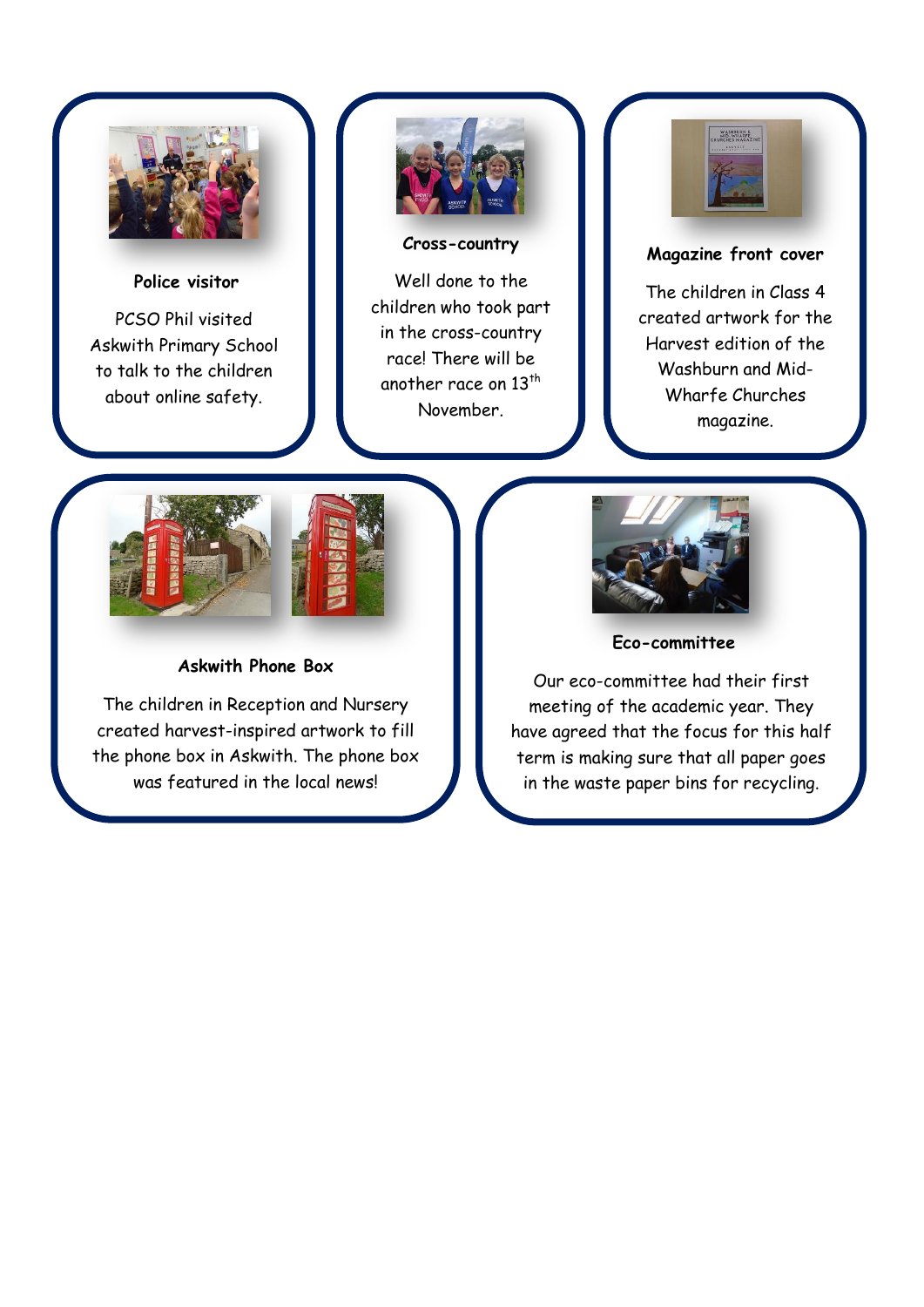### Police visitor

PCSO Phil visited Askwith Primary School to talk to the children about online safety.

### Cross-country

Well done to the children who took part in the cross-country race! There will be another race on 13th November.

### Magazine front cover

The children in Class 4 created artwork for the Harvest edition of the Washburn and Mid-Wharfe Churches magazine.

### Askwith Phone Box

The children in Reception and Nursery created harvest-inspired artwork to fill the phone box in Askwith. The phone box was featured in the local news!

### Eco-committee

Our eco-committee had their first meeting of the academic year. They have agreed that the focus for this half term is making sure that all paper goes in the waste paper bins for recycling.